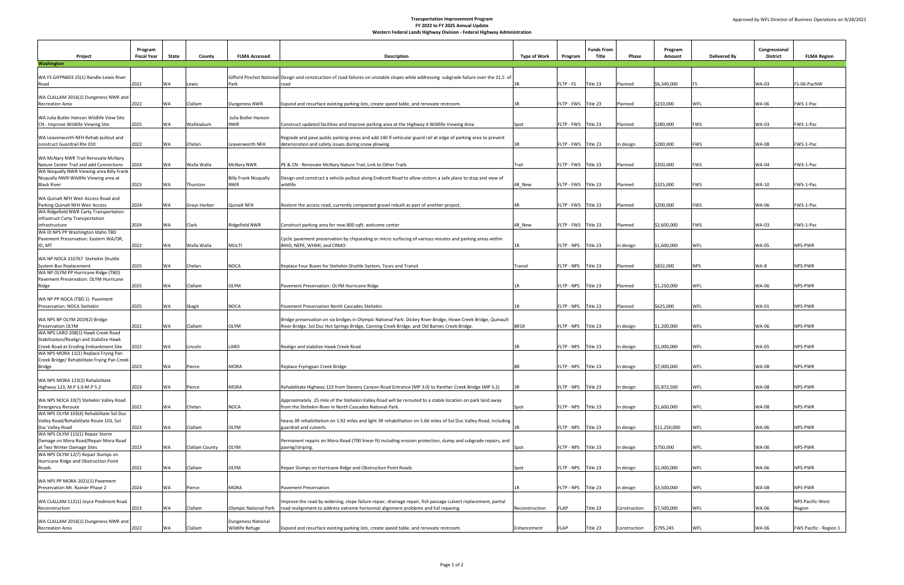# Transportation Improvement Program
## FY 2022 to FY 2025 Annual Update
## Western Federal Lands Highway Division - Federal Highway Administration

Approved by WFL Director of Business Operations on 9/28/2021

| Project | Program Fiscal Year | State | County | FLMA Accessed | Description | Type of Work | Program | Funds From Title | Phase | Program Amount | Delivered By | Congressional District | FLMA Region |
|---|---|---|---|---|---|---|---|---|---|---|---|---|---|
| **Washington** | | | | | | | | | | | | | |
| WA FS GIFPN603 25(1) Randle-Lewis River Road | 2022 | WA | Lewis | Gifford Pinchot National Park | Design and construction of road failures on unstable slopes while addressing subgrade failure over the 21.5 of road | 3R | FLTP - FS | Title 23 | Planned | $6,340,000 | FS | WA-03 | FS-06-PacNW |
| WA CLALLAM 2016(1) Dungeness NWR and Recreation Area | 2022 | WA | Clallam | Dungeness NWR | Expand and resurface existing parking lots, create speed table, and renovate restroom. | 3R | FLTP - FWS | Title 23 | Planned | $210,000 | WFL | WA-06 | FWS-1-Pac |
| WA Julia Butler Hanson Wildlife View Site CN - Improve Wildlife Viewing Site | 2025 | WA | Wahkiakum | Julia Butler Hanson NWR | Construct updated facilities and improve parking area at the Highway 4 Wildlife Viewing Area | Spot | FLTP - FWS | Title 23 | Planned | $280,000 | FWS | WA-03 | FWS-1-Pac |
| WA Leavenworth NFH Rehab pullout and construct Guardrail Rte 010 | 2022 | WA | Chelan | Leavenworth NFH | Regrade and pave public parking areas and add 140 lf vehicular guard rail at edge of parking area to prevent deterioration and safety issues during snow plowing. | 3R | FLTP - FWS | Title 23 | In design | $280,000 | FWS | WA-08 | FWS-1-Pac |
| WA McNary NWR Trail Renovate McNary Nature Center Trail and add Connections | 2024 | WA | Walla Walla | McNary NWR | PE & CN - Renovate McNary Nature Trail, Link to Other Trails | Trail | FLTP - FWS | Title 23 | Planned | $350,000 | FWS | WA-04 | FWS-1-Pac |
| WA Nisqually NWR Viewing area Billy Frank Nisqually NWR Wildlife Viewing area at Black River | 2023 | WA | Thurston | Billy Frank Nisqually NWR | Design and construct a vehicle pullout along Endicott Road to allow visitors a safe place to stop and view of wildlife | 4R_New | FLTP - FWS | Title 23 | Planned | $325,000 | FWS | WA-10 | FWS-1-Pac |
| WA Quinalt NFH Weir Access Road and Parking Quinalt NFH Weir Access | 2024 | WA | Grays Harbor | Quinalt NFH | Restore the access road, currently compacted gravel rebuilt as part of another project, | 4R | FLTP - FWS | Title 23 | Planned | $200,000 | FWS | WA-06 | FWS-1-Pac |
| WA Ridgefield NWR Carty Transportation infrastruct Carty Transportation infrastructure | 2024 | WA | Clark | Ridgefield NWR | Construct parking area for new 800 sqft. welcome center | 4R_New | FLTP - FWS | Title 23 | Planned | $2,600,000 | FWS | WA-03 | FWS-1-Pac |
| WA ID NPS PP Washington Idaho TBD Pavement Preservation: Eastern WA/OR, ID, MT | 2022 | WA | Walla Walla | MULTI | Cyclic pavement preservation by chipsealing or micro surfacing of various reoutes and parking areas within BIHO, NEPE, WHMI, and CRMO | 1R | FLTP - NPS | Title 23 | In design | $1,600,000 | WFL | WA-05 | NPS-PWR |
| WA NP NOCA 310767 Stehekin Shuttle System Bus Replacement | 2025 | WA | Chelan | NOCA | Replace Four Buses for Stehekin Shuttle System, Tours and Transit | Transit | FLTP - NPS | Title 23 | Planned | $832,000 | NPS | WA-8 | NPS-PWR |
| WA NP OLYM PP Hurricane Ridge (TBD) Pavement Preservation: OLYM Hurricane Ridge | 2025 | WA | Clallam | OLYM | Pavement Preservation: OLYM Hurricane Ridge | 1R | FLTP - NPS | Title 23 | Planned | $1,250,000 | WFL | WA-06 | NPS-PWR |
| WA NP PP NOCA (TBD 1) Pavement Preservation: NOCA Stehekin | 2025 | WA | Skagit | NOCA | Pavement Preservation North Cascades Stehekin | 1R | FLTP - NPS | Title 23 | Planned | $625,000 | WFL | WA-01 | NPS-PWR |
| WA NPS BP OLYM 2019(2) Bridge Preservation OLYM | 2022 | WA | Clallam | OLYM | Bridge preservation on six bridges in Olympic National Park: Dickey River Bridge, Howe Creek Bridge, Quinault River Bridge, Sol Duc Hot Springs Bridge, Canning Creek Bridge, and Old Barnes Creek Bridge. | BR1R | FLTP - NPS | Title 23 | In design | $1,200,000 | WFL | WA-06 | NPS-PWR |
| WA NPS LARO 208(1) Hawk Creek Road Stabilization/Realign and Stabilize Hawk Creek Road at Eroding Embankment Site | 2022 | WA | Lincoln | LARO | Realign and stabilize Hawk Creek Road | 3R | FLTP - NPS | Title 23 | In design | $1,000,000 | WFL | WA-05 | NPS-PWR |
| WA NPS MORA 11(1) Replace Frying Pan Creek Bridge/ Rehabilitate Frying Pan Creek Bridge | 2023 | WA | Pierce | MORA | Replace Fryingpan Creek Bridge | BR | FLTP - NPS | Title 23 | In design | $7,000,000 | WFL | WA-08 | NPS-PWR |
| WA NPS MORA 123(2) Rehabilitate Highway 123, M.P 3.0-M.P 5.2 | 2023 | WA | Pierce | MORA | Rehabilitate Highway 123 from Stevens Canyon Road Entrance (MP 3.0) to Panther Creek Bridge (MP 5.2) | 3R | FLTP - NPS | Title 23 | In design | $5,872,500 | WFL | WA-08 | NPS-PWR |
| WA NPS NOCA 10(7) Stehekin Valley Road Emergency Reroute | 2022 | WA | Chelan | NOCA | Approximately .25 mile of the Stehekin Valley Road will be rerouted to a stable location on park land away from the Stehekin River in North Cascades National Park. | Spot | FLTP - NPS | Title 23 | In design | $1,600,000 | WFL | WA-08 | NPS-PWR |
| WA NPS OLYM 103(4) Rehabilitate Sol Duc Valley Road/Rehabilitate Route 103, Sol Duc Valley Road | 2023 | WA | Clallam | OLYM | heavy 3R rehabilitation on 1.92 miles and light 3R rehabilitation on 5.66 miles of Sol Duc Valley Road, including guardrail and culverts | 3R | FLTP - NPS | Title 23 | In design | $11,250,000 | WFL | WA-06 | NPS-PWR |
| WA NPS OLYM 115(1) Repair Storm Damage on Mora Road/Repair Mora Road at Two Winter Damage Sites | 2023 | WA | Clallam County | OLYM | Permanent repairs on Mora Road (700 linear ft) including erosion protection, slump and subgrade repairs, and paving/striping. | Spot | FLTP - NPS | Title 23 | In design | $750,000 | WFL | WA-06 | NPS-PWR |
| WA NPS OLYM 12(7) Repair Slumps on Hurricane Ridge and Obstruction Point Roads | 2022 | WA | Clallam | OLYM | Repair Slumps on Hurricane Ridge and Obstruction Point Roads | Spot | FLTP - NPS | Title 23 | In design | $1,000,000 | WFL | WA-06 | NPS-PWR |
| WA NPS PP MORA 2021(1) Pavement Preservation Mt. Rainier Phase 2 | 2024 | WA | Pierce | MORA | Pavement Preservation | 1R | FLTP - NPS | Title 23 | In design | $3,500,000 | WFL | WA-08 | NPS-PWR |
| WA CLALLAM 112(1) Joyce Piedmont Road Reconstruction | 2023 | WA | Clallam | Olympic National Park | Improve the road by widening, slope failure repair, drainage repair, fish passage culvert replacement, partial road realignment to address extreme horizontal alignment problems and full repaving. | Reconstruction | FLAP | Title 23 | Construction | $7,500,000 | WFL | WA-06 | NPS Pacific-West Region |
| WA CLALLAM 2016(1) Dungeness NWR and Recreation Area | 2022 | WA | Clallam | Dungeness National Wildlife Refuge | Expand and resurface existing parking lots, create speed table, and renovate restroom. | Enhancement | FLAP | Title 23 | Construction | $795,245 | WFL | WA-06 | FWS Pacific - Region 1 |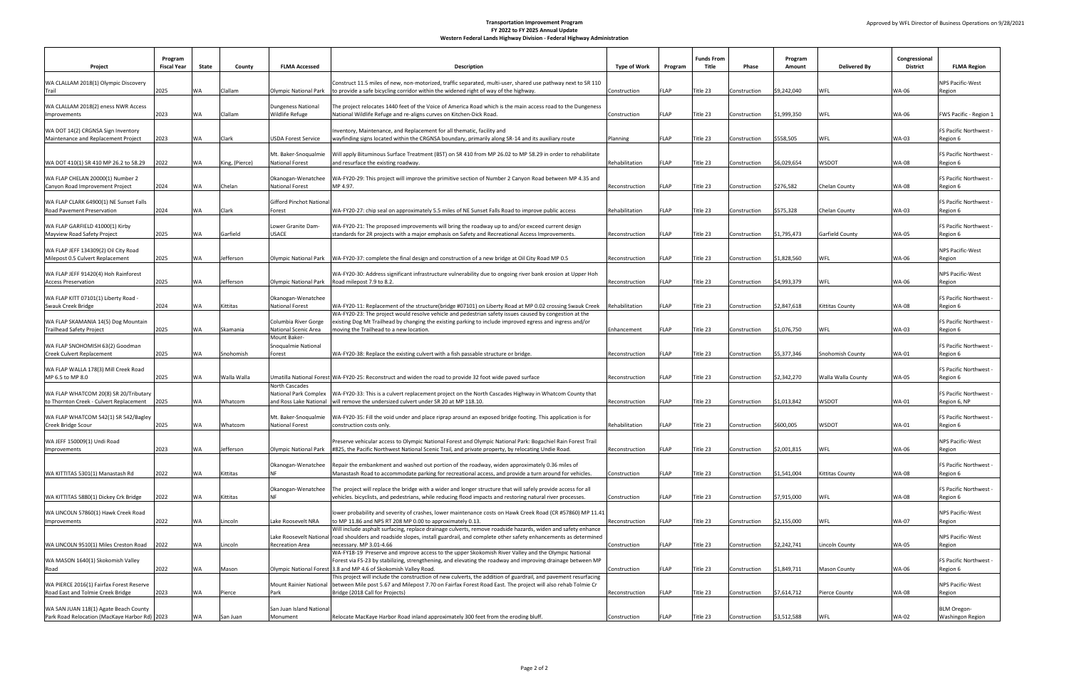**Transportation Improvement Program**
**FY 2022 to FY 2025 Annual Update**
**Western Federal Lands Highway Division - Federal Highway Administration**

Approved by WFL Director of Business Operations on 9/28/2021

| Project | Program Fiscal Year | State | County | FLMA Accessed | Description | Type of Work | Program | Funds From Title | Phase | Program Amount | Delivered By | Congressional District | FLMA Region |
|---|---|---|---|---|---|---|---|---|---|---|---|---|---|
| WA CLALLAM 2018(1) Olympic Discovery Trail | 2025 | WA | Clallam | Olympic National Park | Construct 11.5 miles of new, non-motorized, traffic separated, multi-user, shared use pathway next to SR 110 to provide a safe bicycling corridor within the widened right of way of the highway. | Construction | FLAP | Title 23 | Construction | $9,242,040 | WFL | WA-06 | NPS Pacific-West Region |
| WA CLALLAM 2018(2) eness NWR Access Improvements | 2023 | WA | Clallam | Dungeness National Wildlife Refuge | The project relocates 1440 feet of the Voice of America Road which is the main access road to the Dungeness National Wildlife Refuge and re-aligns curves on Kitchen-Dick Road. | Construction | FLAP | Title 23 | Construction | $1,999,350 | WFL | WA-06 | FWS Pacific - Region 1 |
| WA DOT 14(2) CRGNSA Sign Inventory Maintenance and Replacement Project | 2023 | WA | Clark | USDA Forest Service | Inventory, Maintenance, and Replacement for all thematic, facility and wayfinding signs located within the CRGNSA boundary, primarily along SR-14 and its auxiliary route | Planning | FLAP | Title 23 | Construction | $558,505 | WFL | WA-03 | FS Pacific Northwest - Region 6 |
| WA DOT 410(1) SR 410 MP 26.2 to 58.29 | 2022 | WA | King, (Pierce) | Mt. Baker-Snoqualmie National Forest | Will apply Bituminous Surface Treatment (BST) on SR 410 from MP 26.02 to MP 58.29 in order to rehabilitate and resurface the existing roadway. | Rehabilitation | FLAP | Title 23 | Construction | $6,029,654 | WSDOT | WA-08 | FS Pacific Northwest - Region 6 |
| WA FLAP CHELAN 20000(1) Number 2 Canyon Road Improvement Project | 2024 | WA | Chelan | Okanogan-Wenatchee National Forest | WA-FY20-29: This project will improve the primitive section of Number 2 Canyon Road between MP 4.35 and MP 4.97. | Reconstruction | FLAP | Title 23 | Construction | $276,582 | Chelan County | WA-08 | FS Pacific Northwest - Region 6 |
| WA FLAP CLARK 64900(1) NE Sunset Falls Road Pavement Preservation | 2024 | WA | Clark | Gifford Pinchot National Forest | WA-FY20-27: chip seal on approximately 5.5 miles of NE Sunset Falls Road to improve public access | Rehabilitation | FLAP | Title 23 | Construction | $575,328 | Chelan County | WA-03 | FS Pacific Northwest - Region 6 |
| WA FLAP GARFIELD 41000(1) Kirby Mayview Road Safety Project | 2025 | WA | Garfield | Lower Granite Dam-USACE | WA-FY20-21: The proposed improvements will bring the roadway up to and/or exceed current design standards for 2R projects with a major emphasis on Safety and Recreational Access Improvements. | Reconstruction | FLAP | Title 23 | Construction | $1,795,473 | Garfield County | WA-05 | FS Pacific Northwest - Region 6 |
| WA FLAP JEFF 134309(2) Oil City Road Milepost 0.5 Culvert Replacement | 2025 | WA | Jefferson | Olympic National Park | WA-FY20-37: complete the final design and construction of a new bridge at Oil City Road MP 0.5 | Reconstruction | FLAP | Title 23 | Construction | $1,828,560 | WFL | WA-06 | NPS Pacific-West Region |
| WA FLAP JEFF 91420(4) Hoh Rainforest Access Preservation | 2025 | WA | Jefferson | Olympic National Park | WA-FY20-30: Address significant infrastructure vulnerability due to ongoing river bank erosion at Upper Hoh Road milepost 7.9 to 8.2. | Reconstruction | FLAP | Title 23 | Construction | $4,993,379 | WFL | WA-06 | NPS Pacific-West Region |
| WA FLAP KITT 07101(1) Liberty Road - Swauk Creek Bridge | 2024 | WA | Kittitas | Okanogan-Wenatchee National Forest | WA-FY20-11: Replacement of the structure(bridge #07101) on Liberty Road at MP 0.02 crossing Swauk Creek | Rehabilitation | FLAP | Title 23 | Construction | $2,847,618 | Kittitas County | WA-08 | FS Pacific Northwest - Region 6 |
| WA FLAP SKAMANIA 14(5) Dog Mountain Trailhead Safety Project | 2025 | WA | Skamania | Columbia River Gorge National Scenic Area | WA-FY20-23: The project would resolve vehicle and pedestrian safety issues caused by congestion at the existing Dog Mt Trailhead by changing the existing parking to include improved egress and ingress and/or moving the Trailhead to a new location. | Enhancement | FLAP | Title 23 | Construction | $1,076,750 | WFL | WA-03 | FS Pacific Northwest - Region 6 |
| WA FLAP SNOHOMISH 63(2) Goodman Creek Culvert Replacement | 2025 | WA | Snohomish | Mount Baker-Snoqualmie National Forest | WA-FY20-38: Replace the existing culvert with a fish passable structure or bridge. | Reconstruction | FLAP | Title 23 | Construction | $5,377,346 | Snohomish County | WA-01 | FS Pacific Northwest - Region 6 |
| WA FLAP WALLA 178(3) Mill Creek Road MP 6.5 to MP 8.0 | 2025 | WA | Walla Walla | Umatilla National Forest | WA-FY20-25: Reconstruct and widen the road to provide 32 foot wide paved surface | Reconstruction | FLAP | Title 23 | Construction | $2,342,270 | Walla Walla County | WA-05 | FS Pacific Northwest - Region 6 |
| WA FLAP WHATCOM 20(8) SR 20/Tributary to Thornton Creek - Culvert Replacement | 2025 | WA | Whatcom | North Cascades National Park Complex and Ross Lake National | WA-FY20-33: This is a culvert replacement project on the North Cascades Highway in Whatcom County that will remove the undersized culvert under SR 20 at MP 118.10. | Reconstruction | FLAP | Title 23 | Construction | $1,013,842 | WSDOT | WA-01 | FS Pacific Northwest - Region 6, NP |
| WA FLAP WHATCOM 542(1) SR 542/Bagley Creek Bridge Scour | 2025 | WA | Whatcom | Mt. Baker-Snoqualmie National Forest | WA-FY20-35: Fill the void under and place riprap around an exposed bridge footing. This application is for construction costs only. | Rehabilitation | FLAP | Title 23 | Construction | $600,005 | WSDOT | WA-01 | FS Pacific Northwest - Region 6 |
| WA JEFF 150009(1) Undi Road Improvements | 2023 | WA | Jefferson | Olympic National Park | Preserve vehicular access to Olympic National Forest and Olympic National Park: Bogachiel Rain Forest Trail #825, the Pacific Northwest National Scenic Trail, and private property, by relocating Undie Road. | Reconstruction | FLAP | Title 23 | Construction | $2,001,815 | WFL | WA-06 | NPS Pacific-West Region |
| WA KITTITAS 5301(1) Manastash Rd | 2022 | WA | Kittitas | Okanogan-Wenatchee NF | Repair the embankment and washed out portion of the roadway, widen approximately 0.36 miles of Manastash Road to accommodate parking for recreational access, and provide a turn around for vehicles. | Construction | FLAP | Title 23 | Construction | $1,541,004 | Kittitas County | WA-08 | FS Pacific Northwest - Region 6 |
| WA KITTITAS 5880(1) Dickey Crk Bridge | 2022 | WA | Kittitas | Okanogan-Wenatchee NF | The project will replace the bridge with a wider and longer structure that will safely provide access for all vehicles. bicyclists, and pedestrians, while reducing flood impacts and restoring natural river processes. | Construction | FLAP | Title 23 | Construction | $7,915,000 | WFL | WA-08 | FS Pacific Northwest - Region 6 |
| WA LINCOLN 57860(1) Hawk Creek Road Improvements | 2022 | WA | Lincoln | Lake Roosevelt NRA | lower probability and severity of crashes, lower maintenance costs on Hawk Creek Road (CR #57860) MP 11.41 to MP 11.86 and NPS RT 208 MP 0.00 to approximately 0.13. | Reconstruction | FLAP | Title 23 | Construction | $2,155,000 | WFL | WA-07 | NPS Pacific-West Region |
| WA LINCOLN 9510(1) Miles Creston Road | 2022 | WA | Lincoln | Lake Roosevelt National Recreation Area | Will include asphalt surfacing, replace drainage culverts, remove roadside hazards, widen and safety enhance road shoulders and roadside slopes, install guardrail, and complete other safety enhancements as determined necessary. MP 3.01-4.66 | Construction | FLAP | Title 23 | Construction | $2,242,741 | Lincoln County | WA-05 | NPS Pacific-West Region |
| WA MASON 1640(1) Skokomish Valley Road | 2022 | WA | Mason | Olympic National Forest | WA-FY18-19 Preserve and improve access to the upper Skokomish River Valley and the Olympic National Forest via FS-23 by stabilizing, strengthening, and elevating the roadway and improving drainage between MP 3.8 and MP 4.6 of Skokomish Valley Road. | Construction | FLAP | Title 23 | Construction | $1,849,711 | Mason County | WA-06 | FS Pacific Northwest - Region 6 |
| WA PIERCE 2016(1) Fairfax Forest Reserve Road East and Tolmie Creek Bridge | 2023 | WA | Pierce | Mount Rainier National Park | This project will include the construction of new culverts, the addition of guardrail, and pavement resurfacing between Mile post 5.67 and Milepost 7.70 on Fairfax Forest Road East. The project will also rehab Tolmie Cr Bridge (2018 Call for Projects) | Reconstruction | FLAP | Title 23 | Construction | $7,614,712 | Pierce County | WA-08 | NPS Pacific-West Region |
| WA SAN JUAN 118(1) Agate Beach County Park Road Relocation (MacKaye Harbor Rd) | 2023 | WA | San Juan | San Juan Island National Monument | Relocate MacKaye Harbor Road inland approximately 300 feet from the eroding bluff. | Construction | FLAP | Title 23 | Construction | $3,512,588 | WFL | WA-02 | BLM Oregon-Washingon Region |